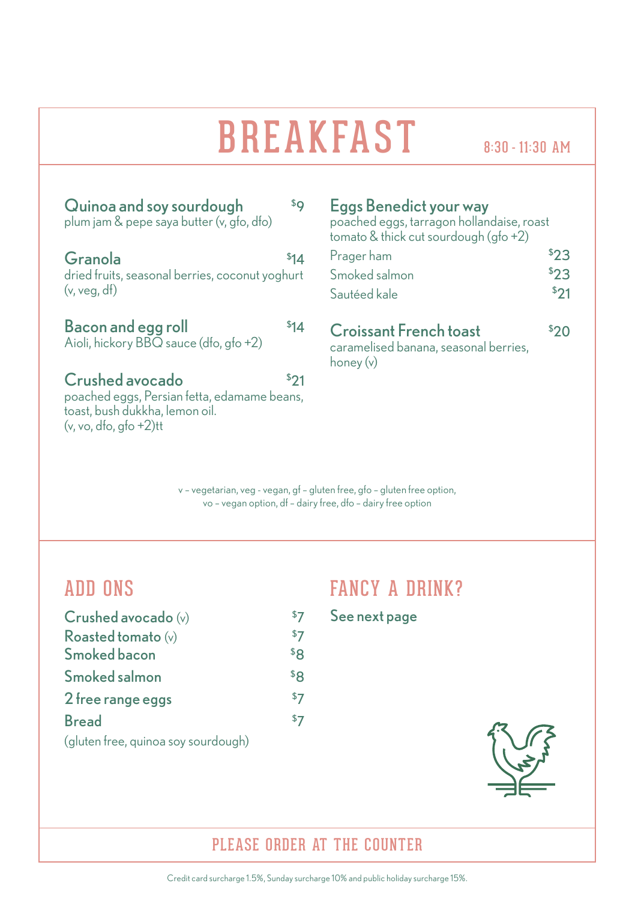# BREAKFAST

8:30 - 11:30 AM

**Quinoa and soy sourdough** — $9
plum jam & pepe saya butter (v, gfo, dfo)

**Granola** — $14
dried fruits, seasonal berries, coconut yoghurt (v, veg, df)

**Bacon and egg roll** — $14
Aioli, hickory BBQ sauce (dfo, gfo +2)

**Crushed avocado** — $21
poached eggs, Persian fetta, edamame beans, toast, bush dukkha, lemon oil.
(v, vo, dfo, gfo +2)tt

**Eggs Benedict your way**
poached eggs, tarragon hollandaise, roast tomato & thick cut sourdough (gfo +2)

| | |
|---|---|
| Prager ham | $23 |
| Smoked salmon | $23 |
| Sautéed kale | $21 |

**Croissant French toast** — $20
caramelised banana, seasonal berries, honey (v)

v – vegetarian, veg - vegan, gf – gluten free, gfo – gluten free option,
vo – vegan option, df – dairy free, dfo – dairy free option

## ADD ONS

| | |
|---|---|
| Crushed avocado (v) | $7 |
| Roasted tomato (v) | $7 |
| Smoked bacon | $8 |
| Smoked salmon | $8 |
| 2 free range eggs | $7 |
| Bread | $7 |

(gluten free, quinoa soy sourdough)

## FANCY A DRINK?

See next page

## PLEASE ORDER AT THE COUNTER

Credit card surcharge 1.5%, Sunday surcharge 10% and public holiday surcharge 15%.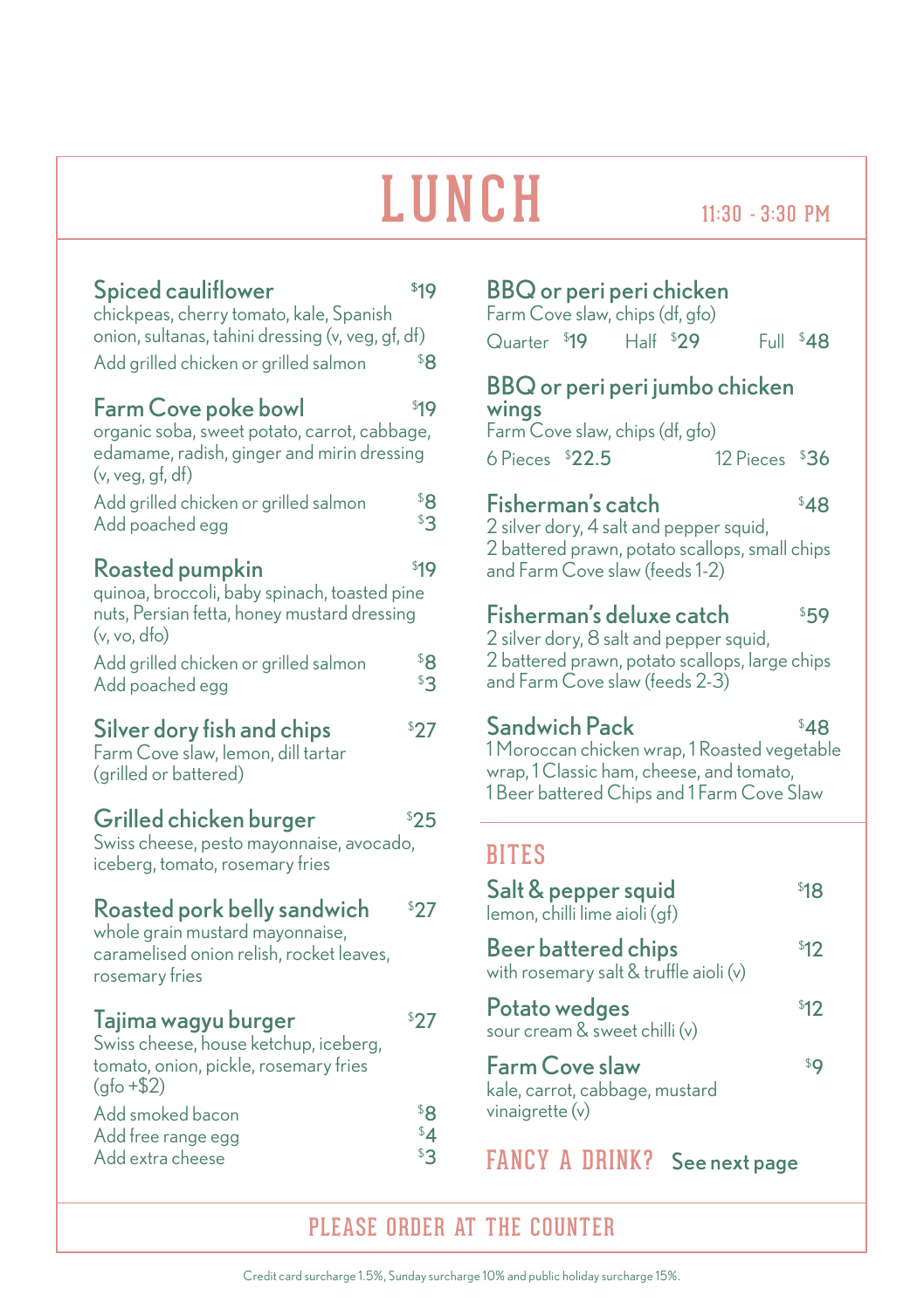# LUNCH

11:30 - 3:30 PM

### Spiced cauliflower — $19
chickpeas, cherry tomato, kale, Spanish onion, sultanas, tahini dressing (v, veg, gf, df)

Add grilled chicken or grilled salmon — $8

### Farm Cove poke bowl — $19
organic soba, sweet potato, carrot, cabbage, edamame, radish, ginger and mirin dressing (v, veg, gf, df)

Add grilled chicken or grilled salmon — $8
Add poached egg — $3

### Roasted pumpkin — $19
quinoa, broccoli, baby spinach, toasted pine nuts, Persian fetta, honey mustard dressing (v, vo, dfo)

Add grilled chicken or grilled salmon — $8
Add poached egg — $3

### Silver dory fish and chips — $27
Farm Cove slaw, lemon, dill tartar (grilled or battered)

### Grilled chicken burger — $25
Swiss cheese, pesto mayonnaise, avocado, iceberg, tomato, rosemary fries

### Roasted pork belly sandwich — $27
whole grain mustard mayonnaise, caramelised onion relish, rocket leaves, rosemary fries

### Tajima wagyu burger — $27
Swiss cheese, house ketchup, iceberg, tomato, onion, pickle, rosemary fries (gfo +$2)

Add smoked bacon — $8
Add free range egg — $4
Add extra cheese — $3

### BBQ or peri peri chicken
Farm Cove slaw, chips (df, gfo)

Quarter $19 Half $29 Full $48

### BBQ or peri peri jumbo chicken wings
Farm Cove slaw, chips (df, gfo)

6 Pieces $22.5 12 Pieces $36

### Fisherman's catch — $48
2 silver dory, 4 salt and pepper squid, 2 battered prawn, potato scallops, small chips and Farm Cove slaw (feeds 1-2)

### Fisherman's deluxe catch — $59
2 silver dory, 8 salt and pepper squid, 2 battered prawn, potato scallops, large chips and Farm Cove slaw (feeds 2-3)

### Sandwich Pack — $48
1 Moroccan chicken wrap, 1 Roasted vegetable wrap, 1 Classic ham, cheese, and tomato, 1 Beer battered Chips and 1 Farm Cove Slaw

## BITES

### Salt & pepper squid — $18
lemon, chilli lime aioli (gf)

### Beer battered chips — $12
with rosemary salt & truffle aioli (v)

### Potato wedges — $12
sour cream & sweet chilli (v)

### Farm Cove slaw — $9
kale, carrot, cabbage, mustard vinaigrette (v)

**FANCY A DRINK?** See next page

**PLEASE ORDER AT THE COUNTER**

Credit card surcharge 1.5%, Sunday surcharge 10% and public holiday surcharge 15%.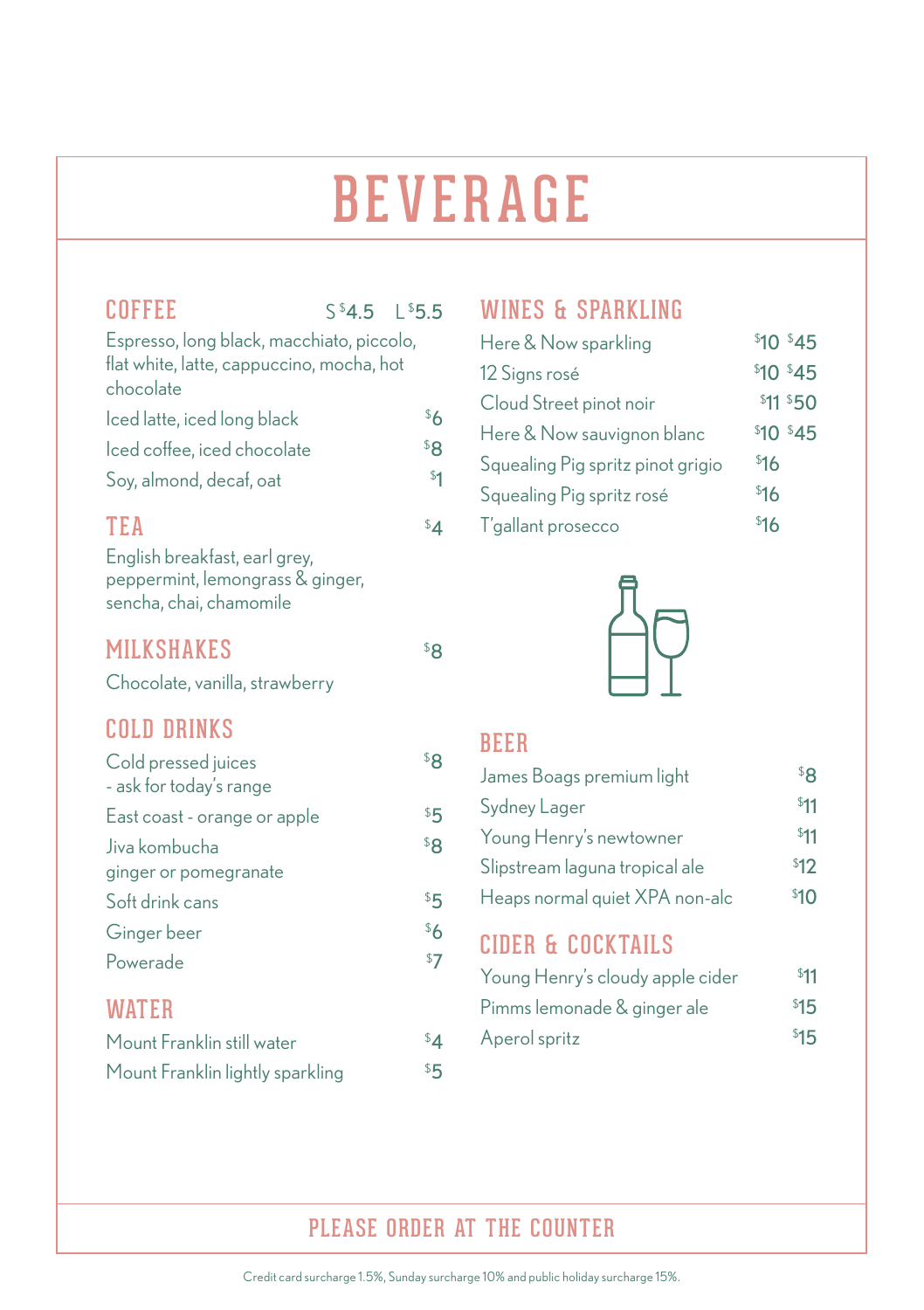# BEVERAGE

## COFFEE

S $4.5 L $5.5

Espresso, long black, macchiato, piccolo, flat white, latte, cappuccino, mocha, hot chocolate

| | |
|---|---|
| Iced latte, iced long black | $6 |
| Iced coffee, iced chocolate | $8 |
| Soy, almond, decaf, oat | $1 |

## TEA

$4

English breakfast, earl grey, peppermint, lemongrass & ginger, sencha, chai, chamomile

## MILKSHAKES

$8

Chocolate, vanilla, strawberry

## COLD DRINKS

| | |
|---|---|
| Cold pressed juices - ask for today's range | $8 |
| East coast - orange or apple | $5 |
| Jiva kombucha ginger or pomegranate | $8 |
| Soft drink cans | $5 |
| Ginger beer | $6 |
| Powerade | $7 |

## WATER

| | |
|---|---|
| Mount Franklin still water | $4 |
| Mount Franklin lightly sparkling | $5 |

## WINES & SPARKLING

| | | |
|---|---|---|
| Here & Now sparkling | $10 | $45 |
| 12 Signs rosé | $10 | $45 |
| Cloud Street pinot noir | $11 | $50 |
| Here & Now sauvignon blanc | $10 | $45 |
| Squealing Pig spritz pinot grigio | $16 | |
| Squealing Pig spritz rosé | $16 | |
| T'gallant prosecco | $16 | |

## BEER

| | |
|---|---|
| James Boags premium light | $8 |
| Sydney Lager | $11 |
| Young Henry's newtowner | $11 |
| Slipstream laguna tropical ale | $12 |
| Heaps normal quiet XPA non-alc | $10 |

## CIDER & COCKTAILS

| | |
|---|---|
| Young Henry's cloudy apple cider | $11 |
| Pimms lemonade & ginger ale | $15 |
| Aperol spritz | $15 |

PLEASE ORDER AT THE COUNTER

Credit card surcharge 1.5%, Sunday surcharge 10% and public holiday surcharge 15%.